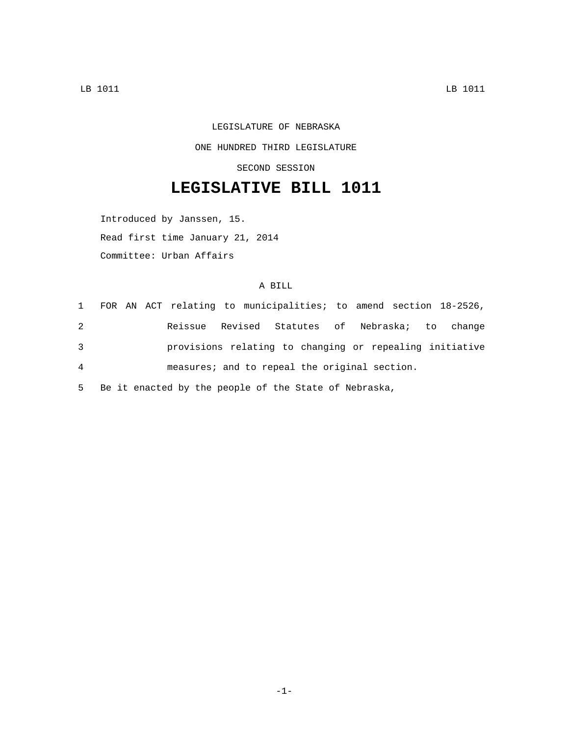LEGISLATURE OF NEBRASKA

ONE HUNDRED THIRD LEGISLATURE

SECOND SESSION

# LEGISLATIVE BILL 1011

Introduced by Janssen, 15.

Read first time January 21, 2014

Committee: Urban Affairs

A BILL

1 FOR AN ACT relating to municipalities; to amend section 18-2526,
2 Reissue Revised Statutes of Nebraska; to change
3 provisions relating to changing or repealing initiative
4 measures; and to repeal the original section.
5 Be it enacted by the people of the State of Nebraska,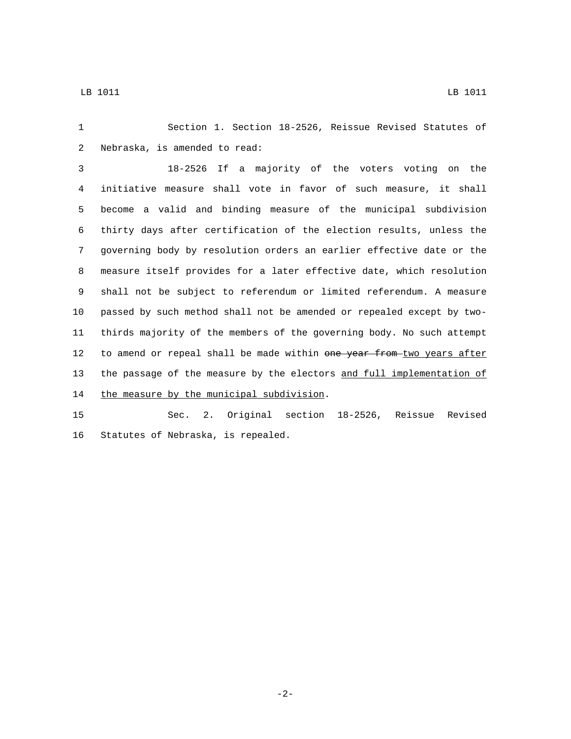Section 1. Section 18-2526, Reissue Revised Statutes of Nebraska, is amended to read:

18-2526 If a majority of the voters voting on the initiative measure shall vote in favor of such measure, it shall become a valid and binding measure of the municipal subdivision thirty days after certification of the election results, unless the governing body by resolution orders an earlier effective date or the measure itself provides for a later effective date, which resolution shall not be subject to referendum or limited referendum. A measure passed by such method shall not be amended or repealed except by two-thirds majority of the members of the governing body. No such attempt to amend or repeal shall be made within ~~one year from~~ <u>two years after</u> the passage of the measure by the electors <u>and full implementation of the measure by the municipal subdivision</u>.

Sec. 2. Original section 18-2526, Reissue Revised Statutes of Nebraska, is repealed.